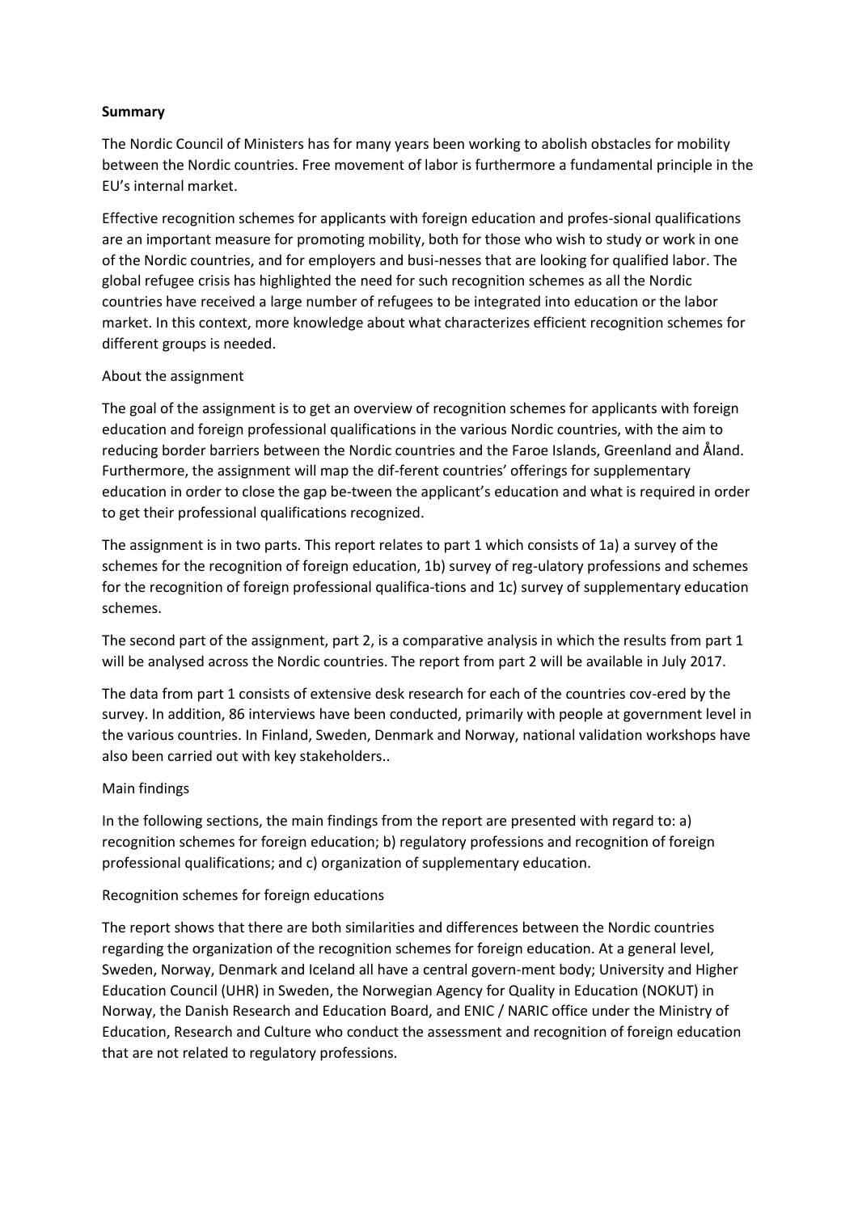**Summary**

The Nordic Council of Ministers has for many years been working to abolish obstacles for mobility between the Nordic countries. Free movement of labor is furthermore a fundamental principle in the EU's internal market.

Effective recognition schemes for applicants with foreign education and profes-sional qualifications are an important measure for promoting mobility, both for those who wish to study or work in one of the Nordic countries, and for employers and busi-nesses that are looking for qualified labor. The global refugee crisis has highlighted the need for such recognition schemes as all the Nordic countries have received a large number of refugees to be integrated into education or the labor market. In this context, more knowledge about what characterizes efficient recognition schemes for different groups is needed.

About the assignment

The goal of the assignment is to get an overview of recognition schemes for applicants with foreign education and foreign professional qualifications in the various Nordic countries, with the aim to reducing border barriers between the Nordic countries and the Faroe Islands, Greenland and Åland. Furthermore, the assignment will map the dif-ferent countries' offerings for supplementary education in order to close the gap be-tween the applicant's education and what is required in order to get their professional qualifications recognized.

The assignment is in two parts. This report relates to part 1 which consists of 1a) a survey of the schemes for the recognition of foreign education, 1b) survey of reg-ulatory professions and schemes for the recognition of foreign professional qualifica-tions and 1c) survey of supplementary education schemes.

The second part of the assignment, part 2, is a comparative analysis in which the results from part 1 will be analysed across the Nordic countries. The report from part 2 will be available in July 2017.

The data from part 1 consists of extensive desk research for each of the countries cov-ered by the survey. In addition, 86 interviews have been conducted, primarily with people at government level in the various countries. In Finland, Sweden, Denmark and Norway, national validation workshops have also been carried out with key stakeholders..

Main findings

In the following sections, the main findings from the report are presented with regard to: a) recognition schemes for foreign education; b) regulatory professions and recognition of foreign professional qualifications; and c) organization of supplementary education.

Recognition schemes for foreign educations

The report shows that there are both similarities and differences between the Nordic countries regarding the organization of the recognition schemes for foreign education. At a general level, Sweden, Norway, Denmark and Iceland all have a central govern-ment body; University and Higher Education Council (UHR) in Sweden, the Norwegian Agency for Quality in Education (NOKUT) in Norway, the Danish Research and Education Board, and ENIC / NARIC office under the Ministry of Education, Research and Culture who conduct the assessment and recognition of foreign education that are not related to regulatory professions.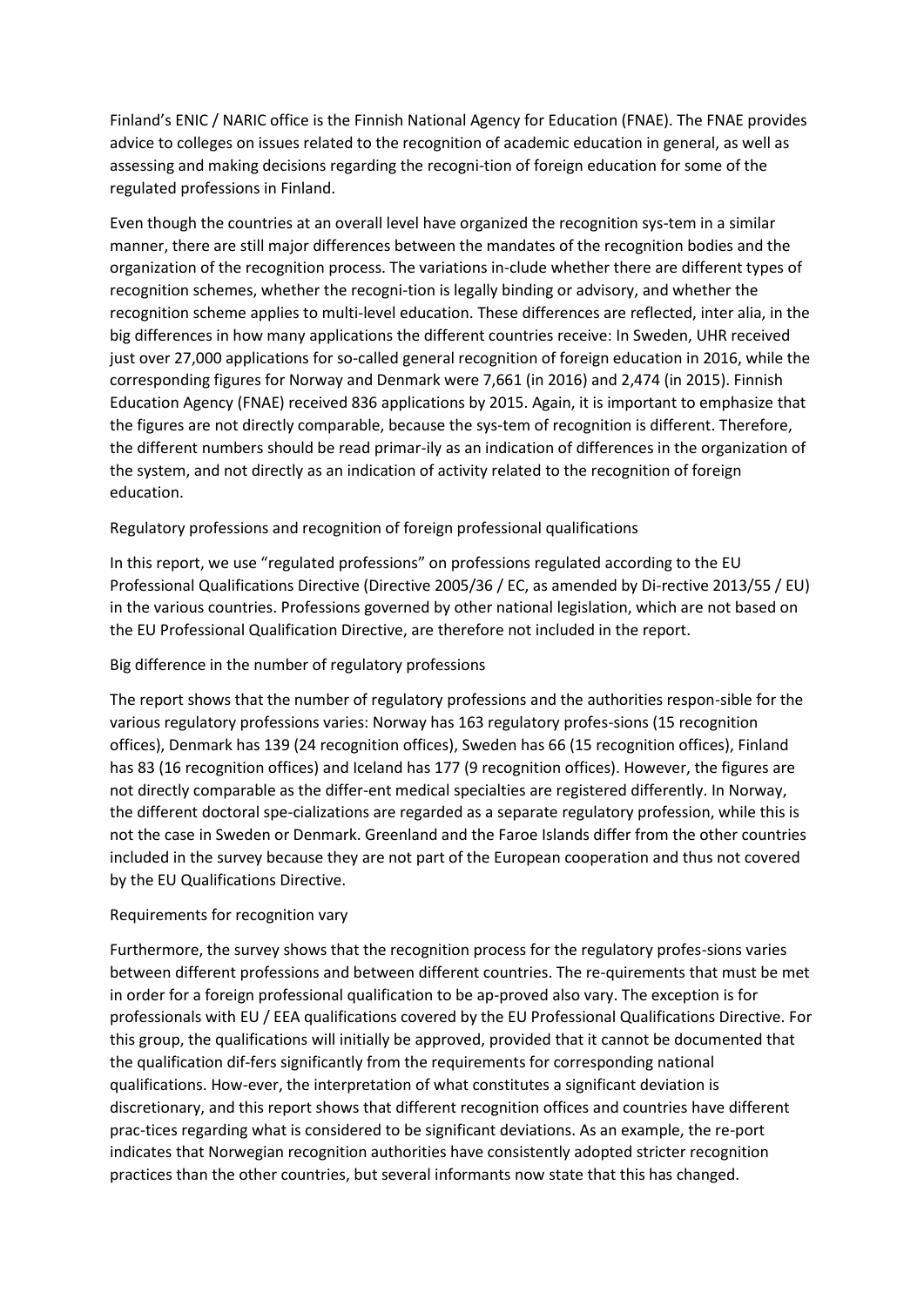Finland's ENIC / NARIC office is the Finnish National Agency for Education (FNAE). The FNAE provides advice to colleges on issues related to the recognition of academic education in general, as well as assessing and making decisions regarding the recogni-tion of foreign education for some of the regulated professions in Finland.

Even though the countries at an overall level have organized the recognition sys-tem in a similar manner, there are still major differences between the mandates of the recognition bodies and the organization of the recognition process. The variations in-clude whether there are different types of recognition schemes, whether the recogni-tion is legally binding or advisory, and whether the recognition scheme applies to multi-level education. These differences are reflected, inter alia, in the big differences in how many applications the different countries receive: In Sweden, UHR received just over 27,000 applications for so-called general recognition of foreign education in 2016, while the corresponding figures for Norway and Denmark were 7,661 (in 2016) and 2,474 (in 2015). Finnish Education Agency (FNAE) received 836 applications by 2015. Again, it is important to emphasize that the figures are not directly comparable, because the sys-tem of recognition is different. Therefore, the different numbers should be read primar-ily as an indication of differences in the organization of the system, and not directly as an indication of activity related to the recognition of foreign education.

## Regulatory professions and recognition of foreign professional qualifications

In this report, we use "regulated professions" on professions regulated according to the EU Professional Qualifications Directive (Directive 2005/36 / EC, as amended by Di-rective 2013/55 / EU) in the various countries. Professions governed by other national legislation, which are not based on the EU Professional Qualification Directive, are therefore not included in the report.

### Big difference in the number of regulatory professions

The report shows that the number of regulatory professions and the authorities respon-sible for the various regulatory professions varies: Norway has 163 regulatory profes-sions (15 recognition offices), Denmark has 139 (24 recognition offices), Sweden has 66 (15 recognition offices), Finland has 83 (16 recognition offices) and Iceland has 177 (9 recognition offices). However, the figures are not directly comparable as the differ-ent medical specialties are registered differently. In Norway, the different doctoral spe-cializations are regarded as a separate regulatory profession, while this is not the case in Sweden or Denmark. Greenland and the Faroe Islands differ from the other countries included in the survey because they are not part of the European cooperation and thus not covered by the EU Qualifications Directive.

### Requirements for recognition vary

Furthermore, the survey shows that the recognition process for the regulatory profes-sions varies between different professions and between different countries. The re-quirements that must be met in order for a foreign professional qualification to be ap-proved also vary. The exception is for professionals with EU / EEA qualifications covered by the EU Professional Qualifications Directive. For this group, the qualifications will initially be approved, provided that it cannot be documented that the qualification dif-fers significantly from the requirements for corresponding national qualifications. How-ever, the interpretation of what constitutes a significant deviation is discretionary, and this report shows that different recognition offices and countries have different prac-tices regarding what is considered to be significant deviations. As an example, the re-port indicates that Norwegian recognition authorities have consistently adopted stricter recognition practices than the other countries, but several informants now state that this has changed.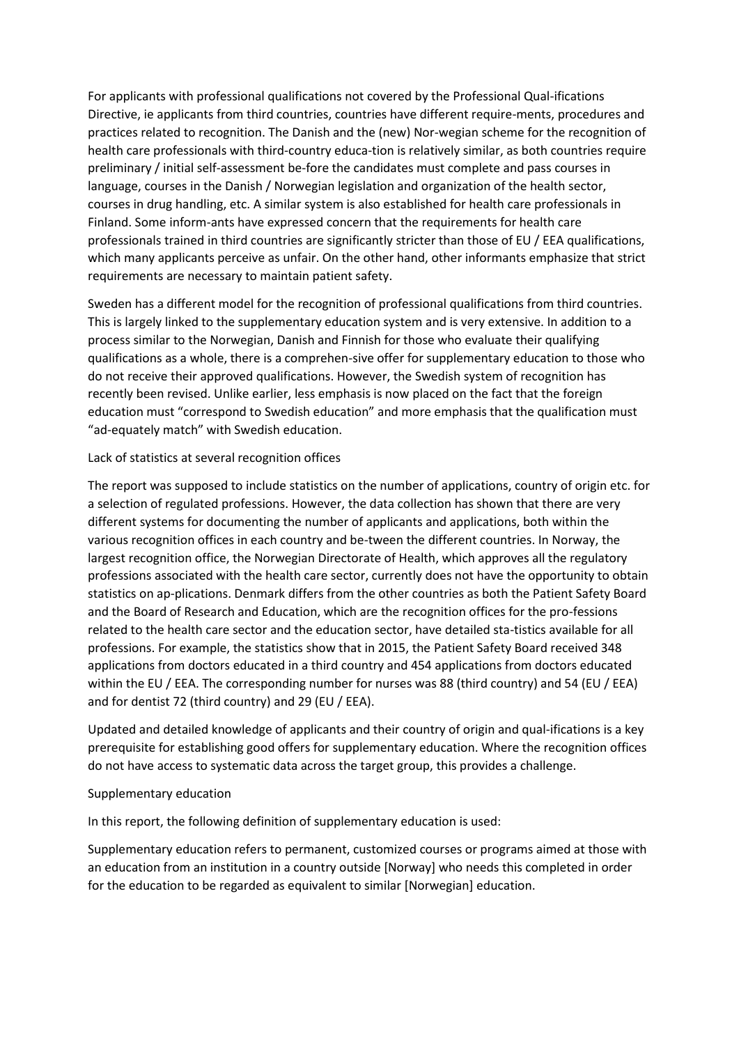For applicants with professional qualifications not covered by the Professional Qual-ifications Directive, ie applicants from third countries, countries have different require-ments, procedures and practices related to recognition. The Danish and the (new) Nor-wegian scheme for the recognition of health care professionals with third-country educa-tion is relatively similar, as both countries require preliminary / initial self-assessment be-fore the candidates must complete and pass courses in language, courses in the Danish / Norwegian legislation and organization of the health sector, courses in drug handling, etc. A similar system is also established for health care professionals in Finland. Some inform-ants have expressed concern that the requirements for health care professionals trained in third countries are significantly stricter than those of EU / EEA qualifications, which many applicants perceive as unfair. On the other hand, other informants emphasize that strict requirements are necessary to maintain patient safety.

Sweden has a different model for the recognition of professional qualifications from third countries. This is largely linked to the supplementary education system and is very extensive. In addition to a process similar to the Norwegian, Danish and Finnish for those who evaluate their qualifying qualifications as a whole, there is a comprehen-sive offer for supplementary education to those who do not receive their approved qualifications. However, the Swedish system of recognition has recently been revised. Unlike earlier, less emphasis is now placed on the fact that the foreign education must "correspond to Swedish education" and more emphasis that the qualification must "ad-equately match" with Swedish education.

Lack of statistics at several recognition offices

The report was supposed to include statistics on the number of applications, country of origin etc. for a selection of regulated professions. However, the data collection has shown that there are very different systems for documenting the number of applicants and applications, both within the various recognition offices in each country and be-tween the different countries. In Norway, the largest recognition office, the Norwegian Directorate of Health, which approves all the regulatory professions associated with the health care sector, currently does not have the opportunity to obtain statistics on ap-plications. Denmark differs from the other countries as both the Patient Safety Board and the Board of Research and Education, which are the recognition offices for the pro-fessions related to the health care sector and the education sector, have detailed sta-tistics available for all professions. For example, the statistics show that in 2015, the Patient Safety Board received 348 applications from doctors educated in a third country and 454 applications from doctors educated within the EU / EEA. The corresponding number for nurses was 88 (third country) and 54 (EU / EEA) and for dentist 72 (third country) and 29 (EU / EEA).

Updated and detailed knowledge of applicants and their country of origin and qual-ifications is a key prerequisite for establishing good offers for supplementary education. Where the recognition offices do not have access to systematic data across the target group, this provides a challenge.

Supplementary education

In this report, the following definition of supplementary education is used:

Supplementary education refers to permanent, customized courses or programs aimed at those with an education from an institution in a country outside [Norway] who needs this completed in order for the education to be regarded as equivalent to similar [Norwegian] education.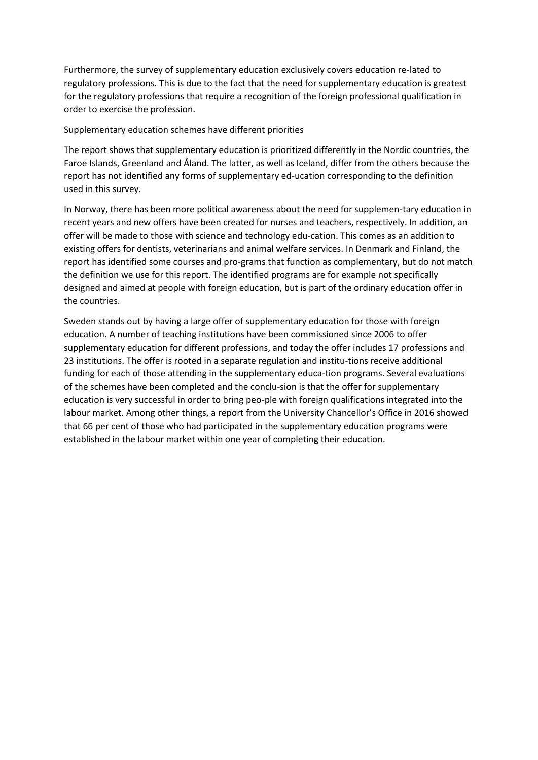Furthermore, the survey of supplementary education exclusively covers education re-lated to regulatory professions. This is due to the fact that the need for supplementary education is greatest for the regulatory professions that require a recognition of the foreign professional qualification in order to exercise the profession.

## Supplementary education schemes have different priorities

The report shows that supplementary education is prioritized differently in the Nordic countries, the Faroe Islands, Greenland and Åland. The latter, as well as Iceland, differ from the others because the report has not identified any forms of supplementary ed-ucation corresponding to the definition used in this survey.

In Norway, there has been more political awareness about the need for supplemen-tary education in recent years and new offers have been created for nurses and teachers, respectively. In addition, an offer will be made to those with science and technology edu-cation. This comes as an addition to existing offers for dentists, veterinarians and animal welfare services. In Denmark and Finland, the report has identified some courses and pro-grams that function as complementary, but do not match the definition we use for this report. The identified programs are for example not specifically designed and aimed at people with foreign education, but is part of the ordinary education offer in the countries.

Sweden stands out by having a large offer of supplementary education for those with foreign education. A number of teaching institutions have been commissioned since 2006 to offer supplementary education for different professions, and today the offer includes 17 professions and 23 institutions. The offer is rooted in a separate regulation and institu-tions receive additional funding for each of those attending in the supplementary educa-tion programs. Several evaluations of the schemes have been completed and the conclu-sion is that the offer for supplementary education is very successful in order to bring peo-ple with foreign qualifications integrated into the labour market. Among other things, a report from the University Chancellor's Office in 2016 showed that 66 per cent of those who had participated in the supplementary education programs were established in the labour market within one year of completing their education.